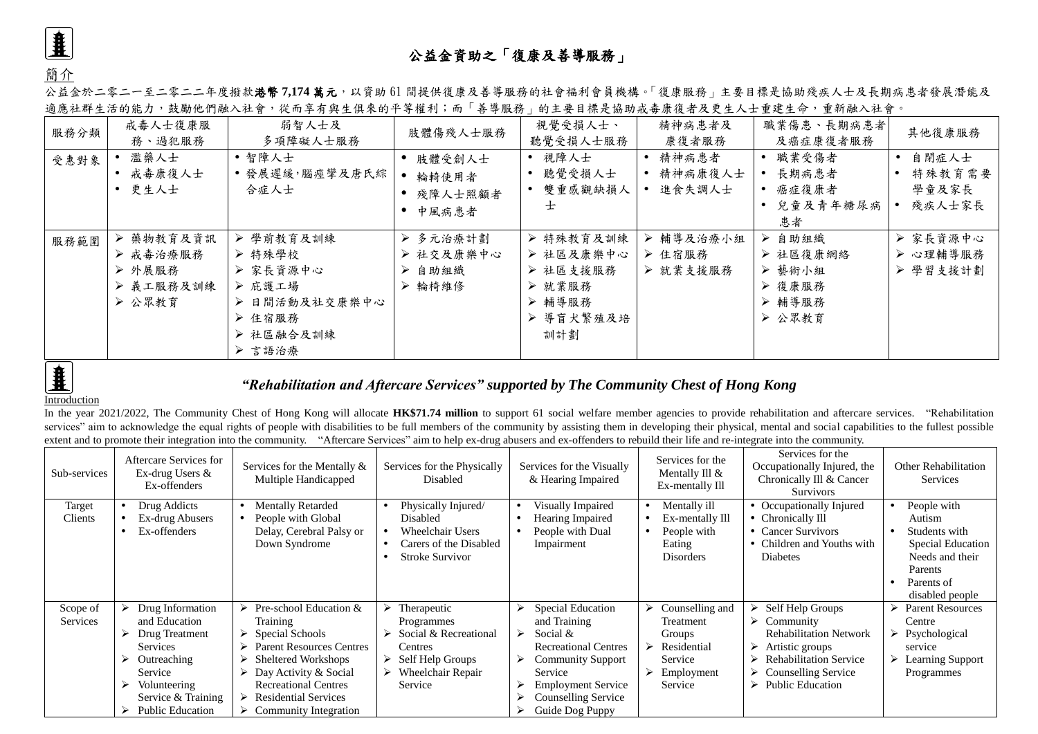## 公益金資助之「復康及善導服務」

### 簡介

公益金於二零二一至二零二二年度撥款**港幣 7,174 萬元**，以資助 61 間提供復康及善導服務的社會福利會員機構。「復康服務」主要目標是協助殘疾人士及長期病患者發展潛能及適應社群生活的能力，鼓勵他們融入社會，從而享有與生俱來的平等權利；而「善導服務」的主要目標是協助戒毒康復者及更生人士重建生命，重新融入社會。

| 服務分類 | 戒毒人士復康服務、過犯服務 | 弱智人士及多項障礙人士服務 | 肢體傷殘人士服務 | 視覺受損人士、聽覺受損人士服務 | 精神病患者及康復者服務 | 職業傷患、長期病患者及癌症康復者服務 | 其他復康服務 |
|---|---|---|---|---|---|---|---|
| 受惠對象 | • 濫藥人士<br>• 戒毒康復人士<br>• 更生人士 | • 智障人士<br>• 發展遲緩，腦癱瘓及唐氏綜合症人士 | • 肢體受創人士<br>• 輪�POS使用者<br>• 殘障人士照顧者<br>• 中風病患者 | • 視障人士<br>• 聽覺受損人士<br>• 雙重感觀缺損人士 | • 精神病患者<br>• 精神病康復人士<br>• 進食失調人士 | • 職業受傷者<br>• 長期病患者<br>• 癌症復康者<br>• 兒童及青年糖尿病患者 | • 自閉症人士<br>• 特殊教育需要學童及家長<br>• 殘疾人士家長 |
| 服務範圍 | ➢ 藥物教育及資訊<br>➢ 戒毒治療服務<br>➢ 外展服務<br>➢ 義工服務及訓練<br>➢ 公眾教育 | ➢ 學前教育及訓練<br>➢ 特殊學校<br>➢ 家長資源中心<br>➢ 庇護工場<br>➢ 日間活動及社交康樂中心<br>➢ 住宿服務<br>➢ 社區融合及訓練<br>➢ 言語治療 | ➢ 多元治療計劃<br>➢ 社交及康樂中心<br>➢ 自助組織<br>➢ 輪椅維修 | ➢ 特殊教育及訓練<br>➢ 社區及康樂中心<br>➢ 社區支援服務<br>➢ 就業服務<br>➢ 輔導服務<br>➢ 導盲犬繁殖及培訓計劃 | ➢ 輔導及治療小組<br>➢ 住宿服務<br>➢ 就業支援服務 | ➢ 自助組織<br>➢ 社區復康網絡<br>➢ 藝術小組<br>➢ 復康服務<br>➢ 輔導服務<br>➢ 公眾教育 | ➢ 家長資源中心<br>➢ 心理輔導服務<br>➢ 學習支援計劃 |

## *"Rehabilitation and Aftercare Services" supported by The Community Chest of Hong Kong*

### Introduction

In the year 2021/2022, The Community Chest of Hong Kong will allocate **HK$71.74 million** to support 61 social welfare member agencies to provide rehabilitation and aftercare services. "Rehabilitation services" aim to acknowledge the equal rights of people with disabilities to be full members of the community by assisting them in developing their physical, mental and social capabilities to the fullest possible extent and to promote their integration into the community. "Aftercare Services" aim to help ex-drug abusers and ex-offenders to rebuild their life and re-integrate into the community.

| Sub-services | Aftercare Services for Ex-drug Users & Ex-offenders | Services for the Mentally & Multiple Handicapped | Services for the Physically Disabled | Services for the Visually & Hearing Impaired | Services for the Mentally Ill & Ex-mentally Ill | Services for the Occupationally Injured, the Chronically Ill & Cancer Survivors | Other Rehabilitation Services |
|---|---|---|---|---|---|---|---|
| Target Clients | • Drug Addicts<br>• Ex-drug Abusers<br>• Ex-offenders | • Mentally Retarded<br>• People with Global Delay, Cerebral Palsy or Down Syndrome | • Physically Injured/ Disabled<br>• Wheelchair Users<br>• Carers of the Disabled<br>• Stroke Survivor | • Visually Impaired<br>• Hearing Impaired<br>• People with Dual Impairment | • Mentally ill<br>• Ex-mentally Ill<br>• People with Eating Disorders | • Occupationally Injured<br>• Chronically Ill<br>• Cancer Survivors<br>• Children and Youths with Diabetes | • People with Autism<br>• Students with Special Education Needs and their Parents<br>• Parents of disabled people |
| Scope of Services | ➢ Drug Information and Education<br>➢ Drug Treatment Services<br>➢ Outreaching Service<br>➢ Volunteering Service & Training<br>➢ Public Education | ➢ Pre-school Education & Training<br>➢ Special Schools<br>➢ Parent Resources Centres<br>➢ Sheltered Workshops<br>➢ Day Activity & Social Recreational Centres<br>➢ Residential Services<br>➢ Community Integration | ➢ Therapeutic Programmes<br>➢ Social & Recreational Centres<br>➢ Self Help Groups<br>➢ Wheelchair Repair Service | ➢ Special Education and Training<br>➢ Social & Recreational Centres<br>➢ Community Support Service<br>➢ Employment Service<br>➢ Counselling Service<br>➢ Guide Dog Puppy | ➢ Counselling and Treatment Groups<br>➢ Residential Service<br>➢ Employment Service | ➢ Self Help Groups<br>➢ Community Rehabilitation Network<br>➢ Artistic groups<br>➢ Rehabilitation Service<br>➢ Counselling Service<br>➢ Public Education | ➢ Parent Resources Centre<br>➢ Psychological service<br>➢ Learning Support Programmes |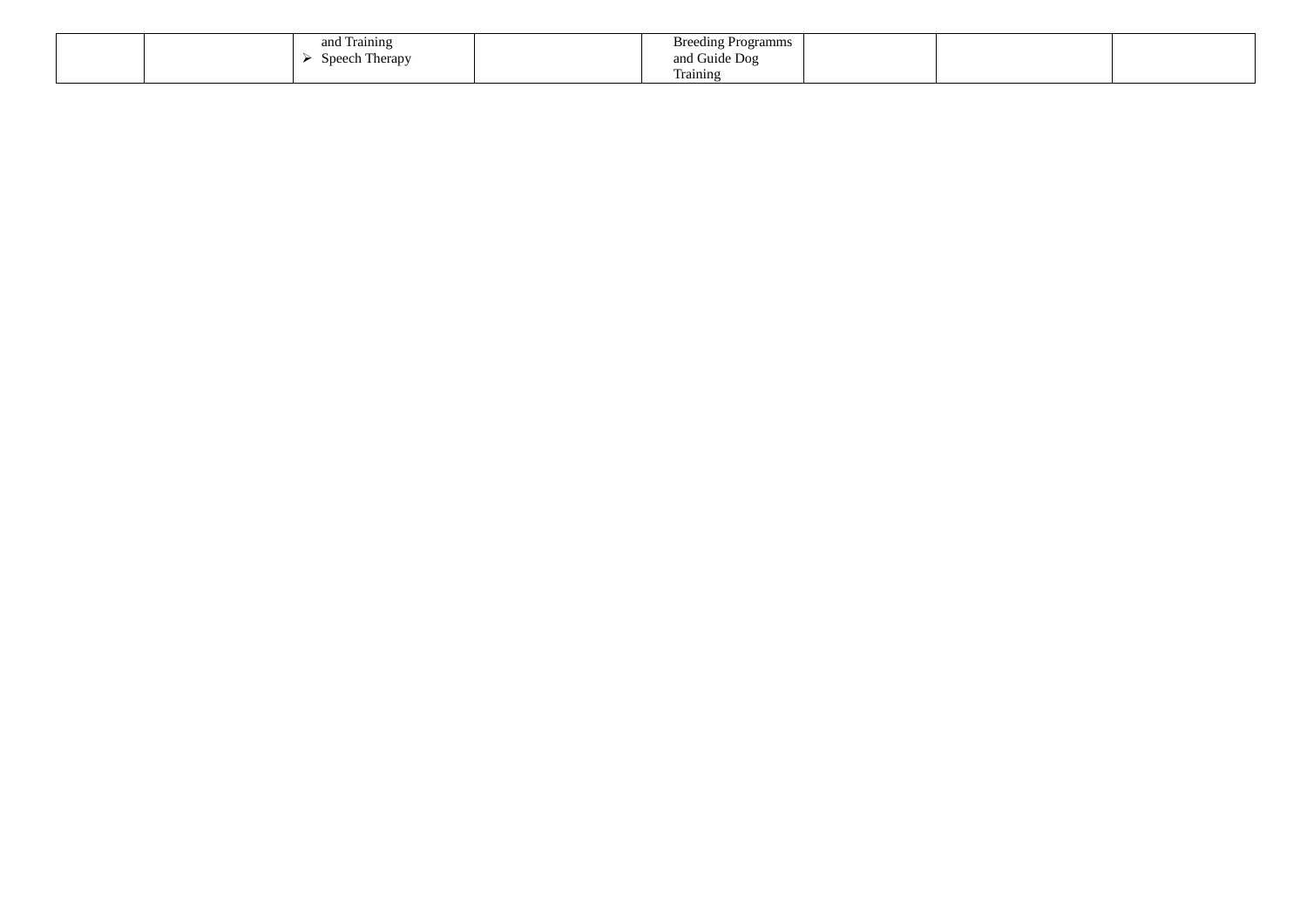| | | | | | | | |
|---|---|---|---|---|---|---|---|
| | | and Training<br>➢ Speech Therapy | | Breeding Programms and Guide Dog Training | | | |